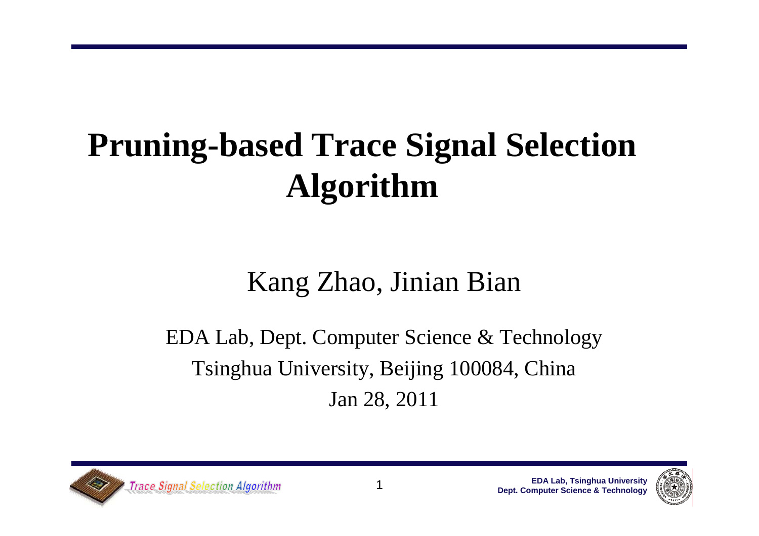# Pruning-based Trace Signal Selection Algorithm

Kang Zhao, Jinian Bian

EDA Lab, Dept. Computer Science & Technology

Tsinghua University, Beijing 100084, China

Jan 28, 2011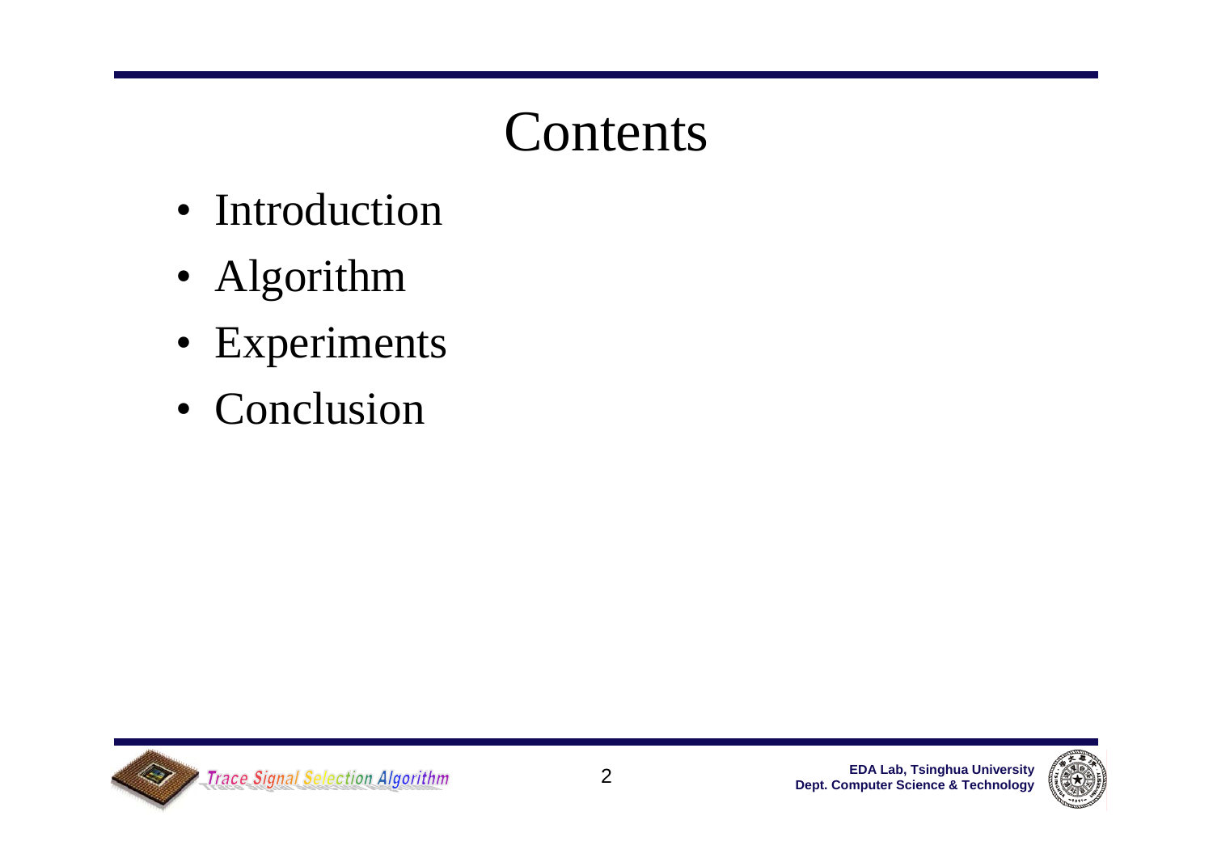# Contents

- Introduction
- Algorithm
- Experiments
- Conclusion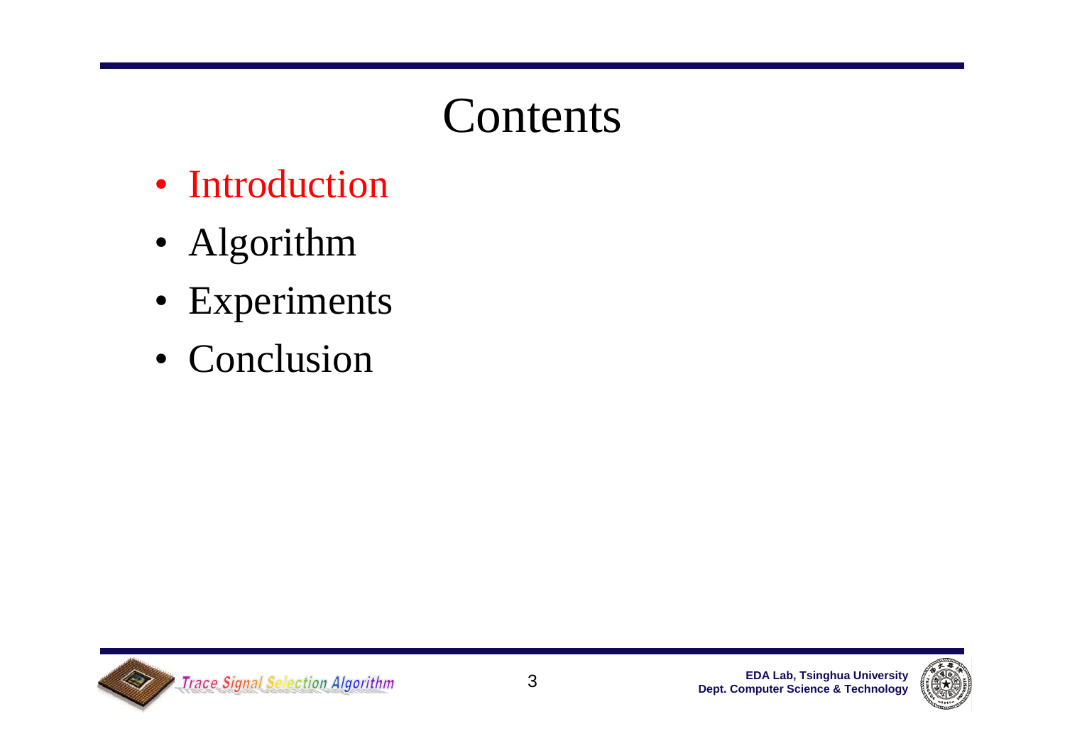# Contents

- Introduction
- Algorithm
- Experiments
- Conclusion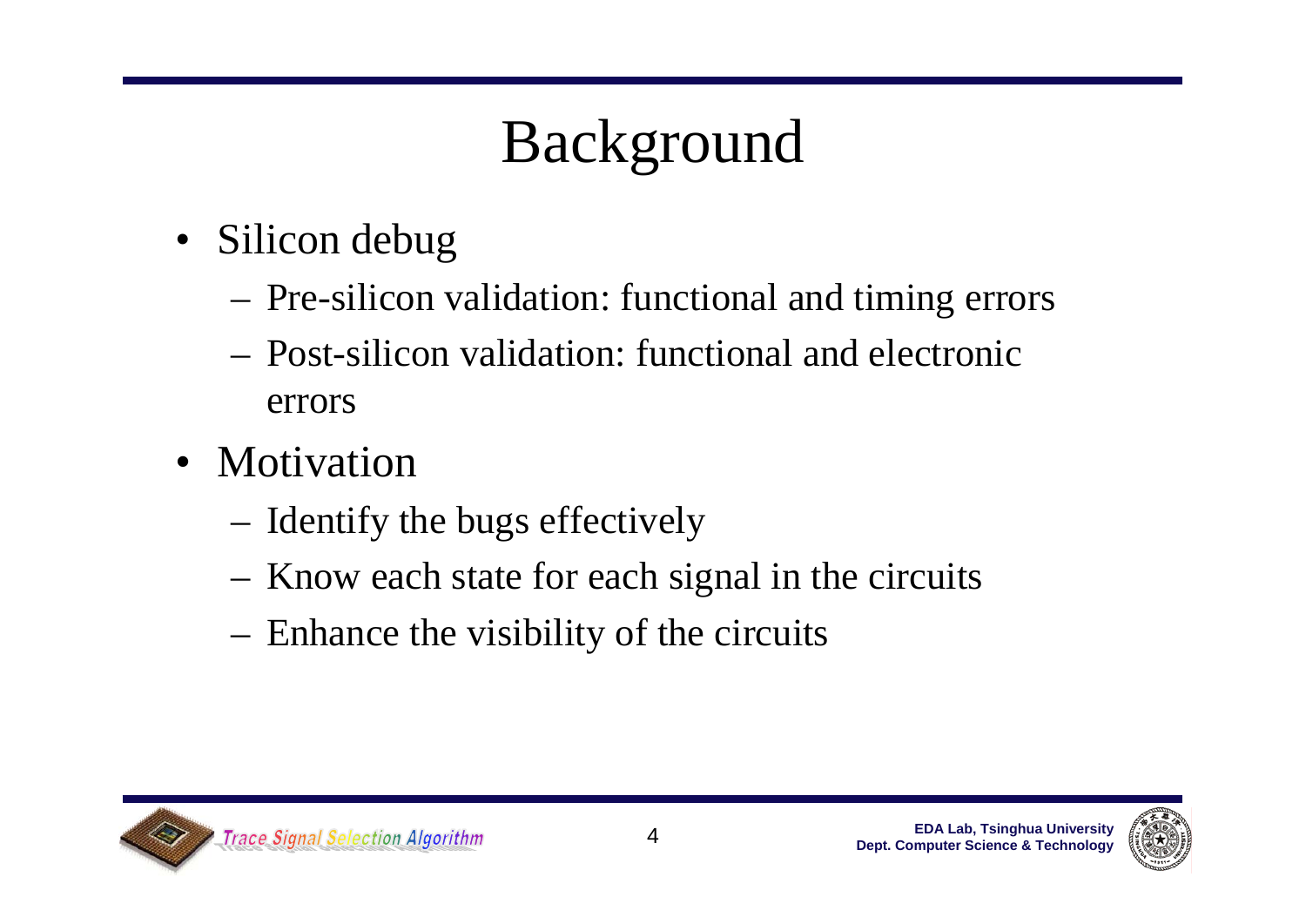# Background

- Silicon debug
  - Pre-silicon validation: functional and timing errors
  - Post-silicon validation: functional and electronic errors
- Motivation
  - Identify the bugs effectively
  - Know each state for each signal in the circuits
  - Enhance the visibility of the circuits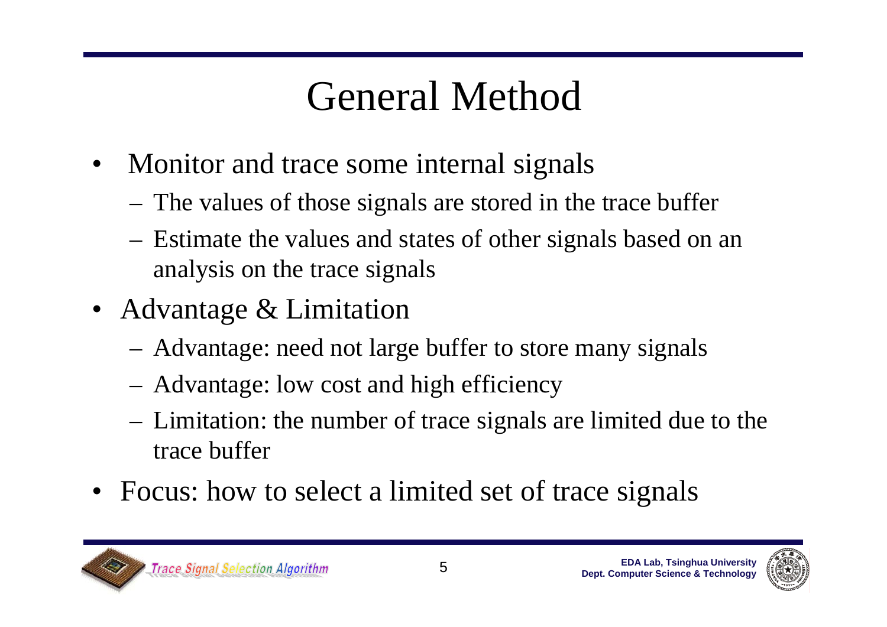# General Method

- Monitor and trace some internal signals
  - The values of those signals are stored in the trace buffer
  - Estimate the values and states of other signals based on an analysis on the trace signals
- Advantage & Limitation
  - Advantage: need not large buffer to store many signals
  - Advantage: low cost and high efficiency
  - Limitation: the number of trace signals are limited due to the trace buffer
- Focus: how to select a limited set of trace signals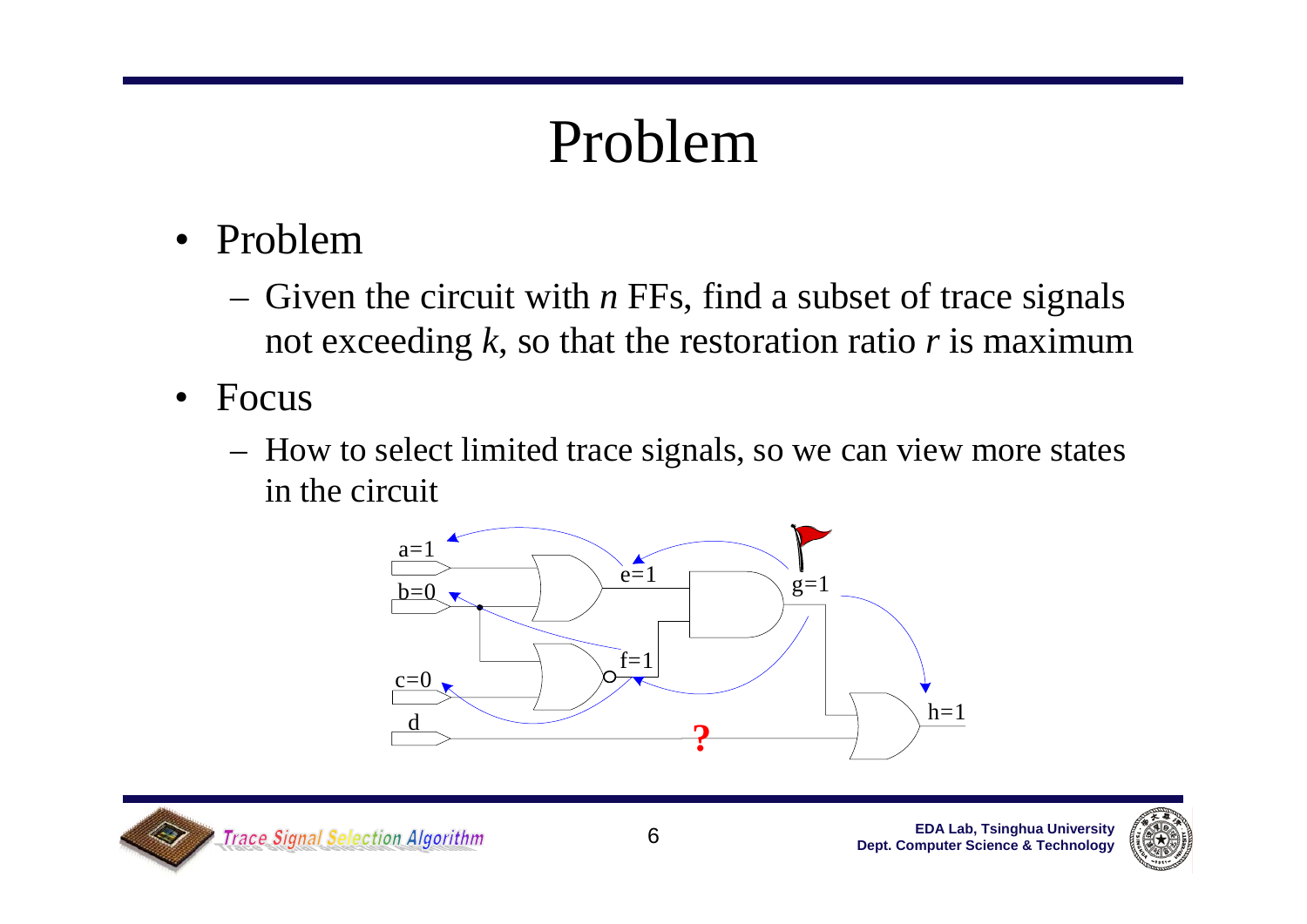# Problem

- Problem
  - Given the circuit with $n$ FFs, find a subset of trace signals not exceeding $k$, so that the restoration ratio $r$ is maximum
- Focus
  - How to select limited trace signals, so we can view more states in the circuit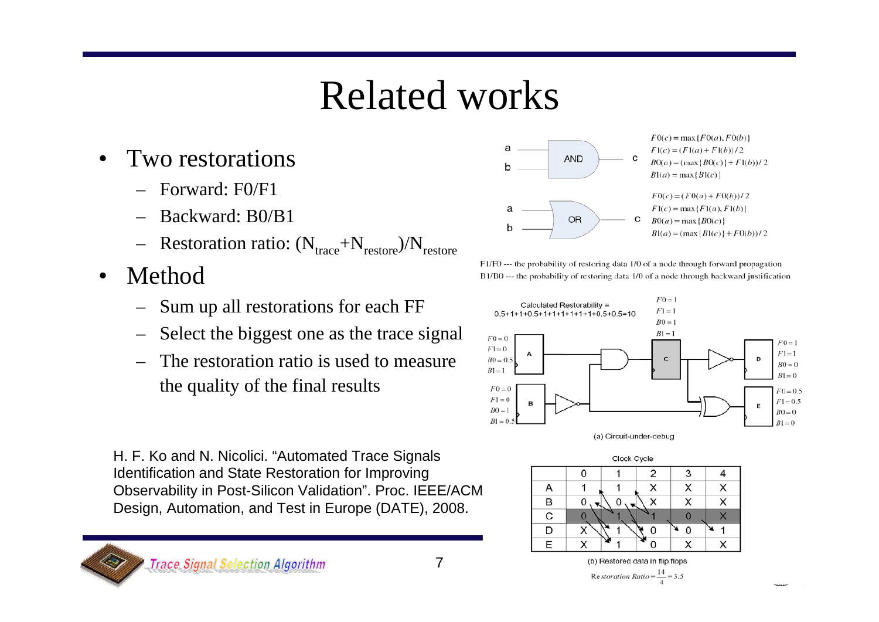# Related works

- Two restorations
  - Forward: F0/F1
  - Backward: B0/B1
  - Restoration ratio: $(N_{trace}+N_{restore})/N_{restore}$
- Method
  - Sum up all restorations for each FF
  - Select the biggest one as the trace signal
  - The restoration ratio is used to measure the quality of the final results

AND gate (inputs a, b; output c):

$F0(c) = \max\{F0(a), F0(b)\}$

$F1(c) = (F1(a) + F1(b))/2$

$B0(a) = (\max\{B0(c)\} + F1(b))/2$

$B1(a) = \max\{B1(c)\}$

OR gate (inputs a, b; output c):

$F0(c) = (F0(a) + F0(b))/2$

$F1(c) = \max\{F1(a), F1(b)\}$

$B0(a) = \max\{B0(c)\}$

$B1(a) = (\max\{B1(c)\} + F0(b))/2$

F1/F0 --- the probability of restoring data 1/0 of a node through forward propagation

B1/B0 --- the probability of restoring data 1/0 of a node through backward justification

Calculated Restorability = 0.5+1+1+0.5+1+1+1+1+1+1+0.5+0.5=10

(a) Circuit-under-debug

Clock Cycle

| | 0 | 1 | 2 | 3 | 4 |
|---|---|---|---|---|---|
| A | 1 | 1 | X | X | X |
| B | 0 | 0 | X | X | X |
| C | 0 | 1 | 1 | 0 | X |
| D | X | 1 | 0 | 0 | 1 |
| E | X | 1 | 0 | X | X |

(b) Restored data in flip flops

$$Restoration\ Ratio = \frac{14}{4} = 3.5$$

H. F. Ko and N. Nicolici. "Automated Trace Signals Identification and State Restoration for Improving Observability in Post-Silicon Validation". Proc. IEEE/ACM Design, Automation, and Test in Europe (DATE), 2008.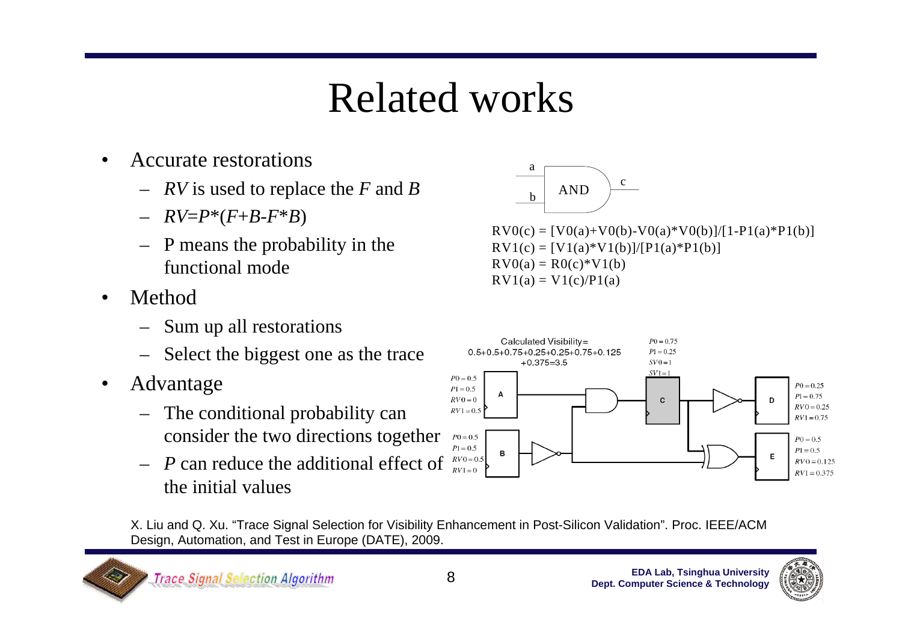# Related works

- Accurate restorations
  - *RV* is used to replace the *F* and *B*
  - *RV*=*P*\*(*F*+*B*-*F*\**B*)
  - P means the probability in the functional mode
- Method
  - Sum up all restorations
  - Select the biggest one as the trace
- Advantage
  - The conditional probability can consider the two directions together
  - *P* can reduce the additional effect of the initial values

RV0(c) = [V0(a)+V0(b)-V0(a)\*V0(b)]/[1-P1(a)\*P1(b)]
RV1(c) = [V1(a)\*V1(b)]/[P1(a)\*P1(b)]
RV0(a) = R0(c)\*V1(b)
RV1(a) = V1(c)/P1(a)

Calculated Visibility= 0.5+0.5+0.75+0.25+0.25+0.75+0.125 +0.375=3.5

X. Liu and Q. Xu. "Trace Signal Selection for Visibility Enhancement in Post-Silicon Validation". Proc. IEEE/ACM Design, Automation, and Test in Europe (DATE), 2009.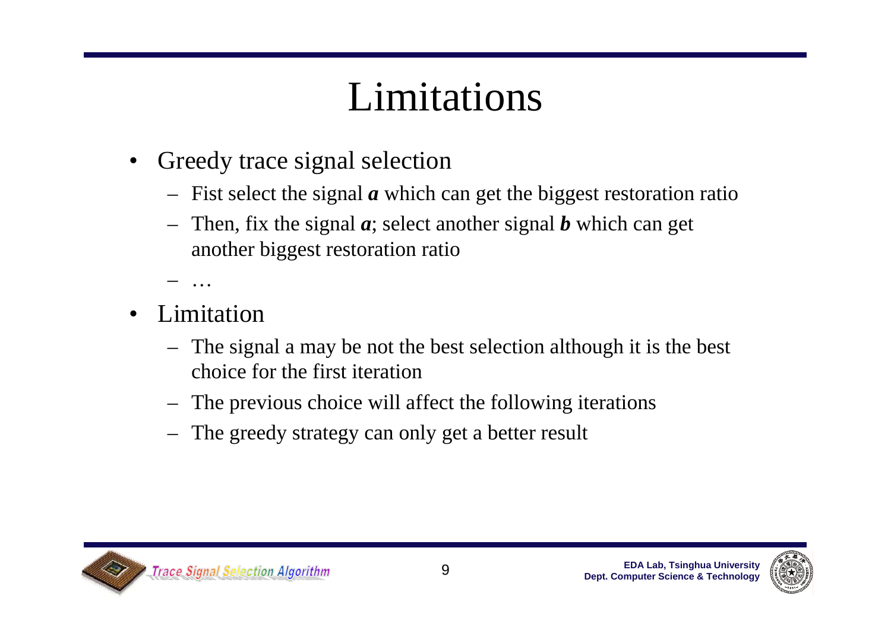# Limitations

- Greedy trace signal selection
  - Fist select the signal ***a*** which can get the biggest restoration ratio
  - Then, fix the signal ***a***; select another signal ***b*** which can get another biggest restoration ratio
  - …
- Limitation
  - The signal a may be not the best selection although it is the best choice for the first iteration
  - The previous choice will affect the following iterations
  - The greedy strategy can only get a better result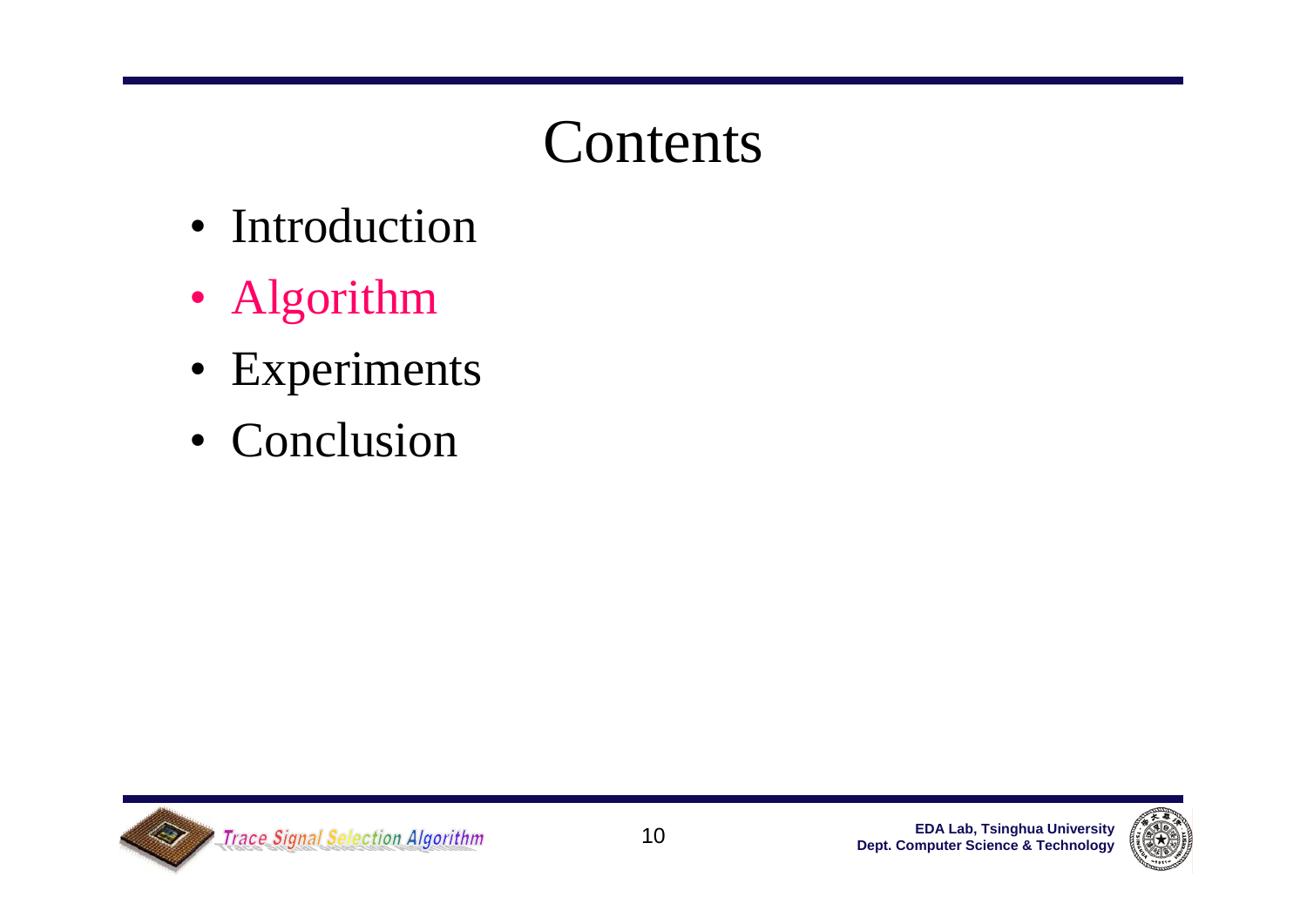# Contents

- Introduction
- Algorithm
- Experiments
- Conclusion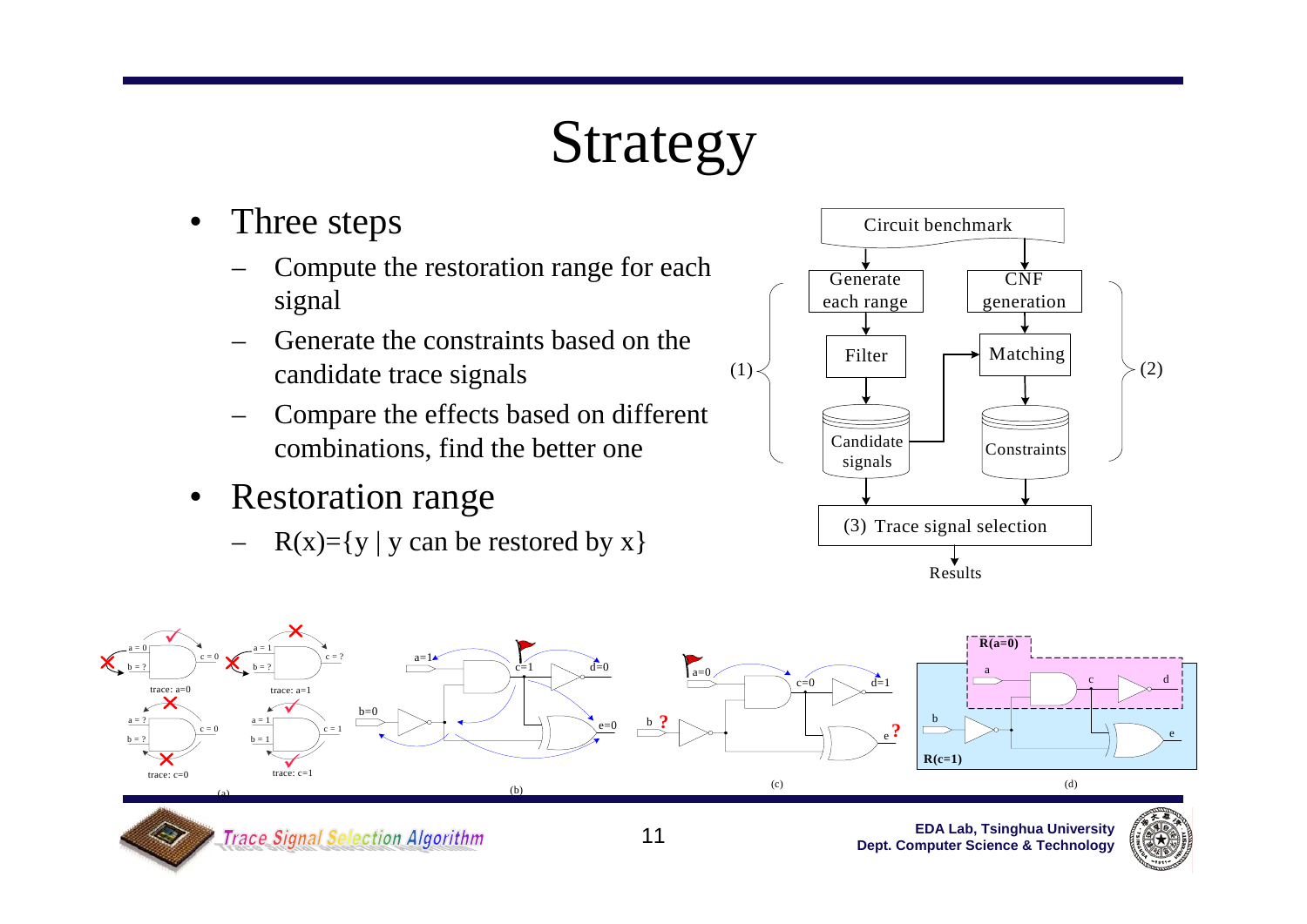# Strategy

- Three steps
  - Compute the restoration range for each signal
  - Generate the constraints based on the candidate trace signals
  - Compare the effects based on different combinations, find the better one
- Restoration range
  - R(x)={y | y can be restored by x}

Circuit benchmark → Generate each range → Filter → Candidate signals; Circuit benchmark → CNF generation → Matching → Constraints; (1), (2); (3) Trace signal selection → Results

(a) (b) (c) (d)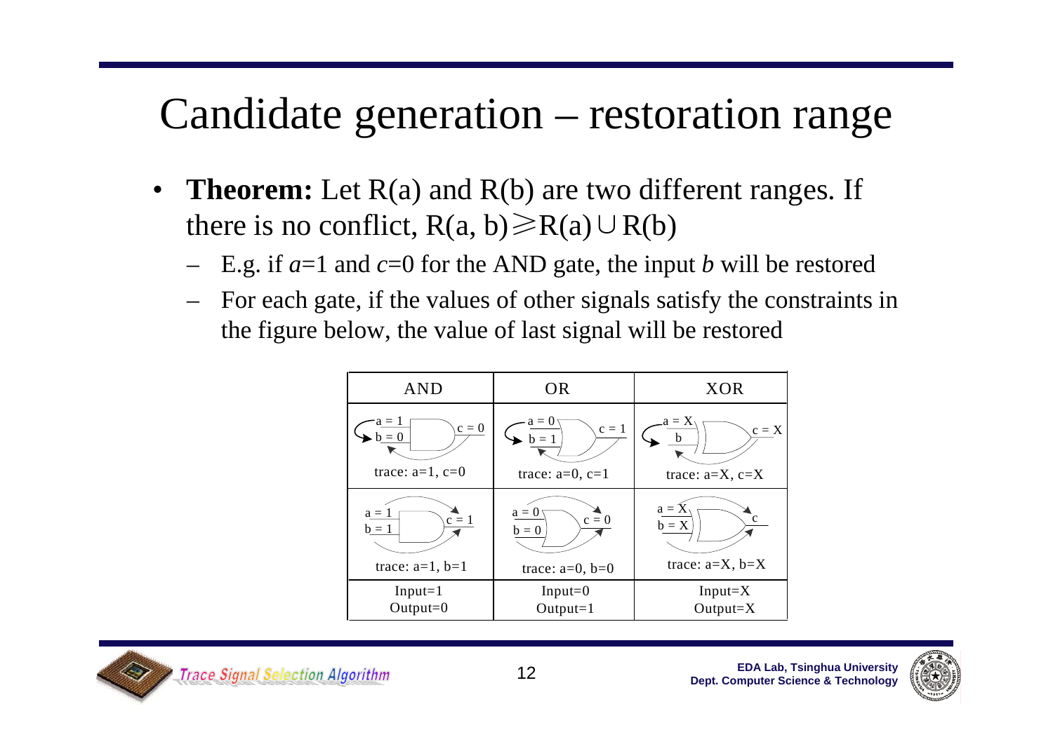# Candidate generation – restoration range

- **Theorem:** Let R(a) and R(b) are two different ranges. If there is no conflict, R(a, b)⩾R(a)∪R(b)
  - E.g. if *a*=1 and *c*=0 for the AND gate, the input *b* will be restored
  - For each gate, if the values of other signals satisfy the constraints in the figure below, the value of last signal will be restored

| AND | OR | XOR |
| --- | --- | --- |
| a = 1, b = 0, c = 0<br>trace: a=1, c=0 | a = 0, b = 1, c = 1<br>trace: a=0, c=1 | a = X, b, c = X<br>trace: a=X, c=X |
| a = 1, b = 1, c = 1<br>trace: a=1, b=1 | a = 0, b = 0, c = 0<br>trace: a=0, b=0 | a = X, b = X, c<br>trace: a=X, b=X |
| Input=1<br>Output=0 | Input=0<br>Output=1 | Input=X<br>Output=X |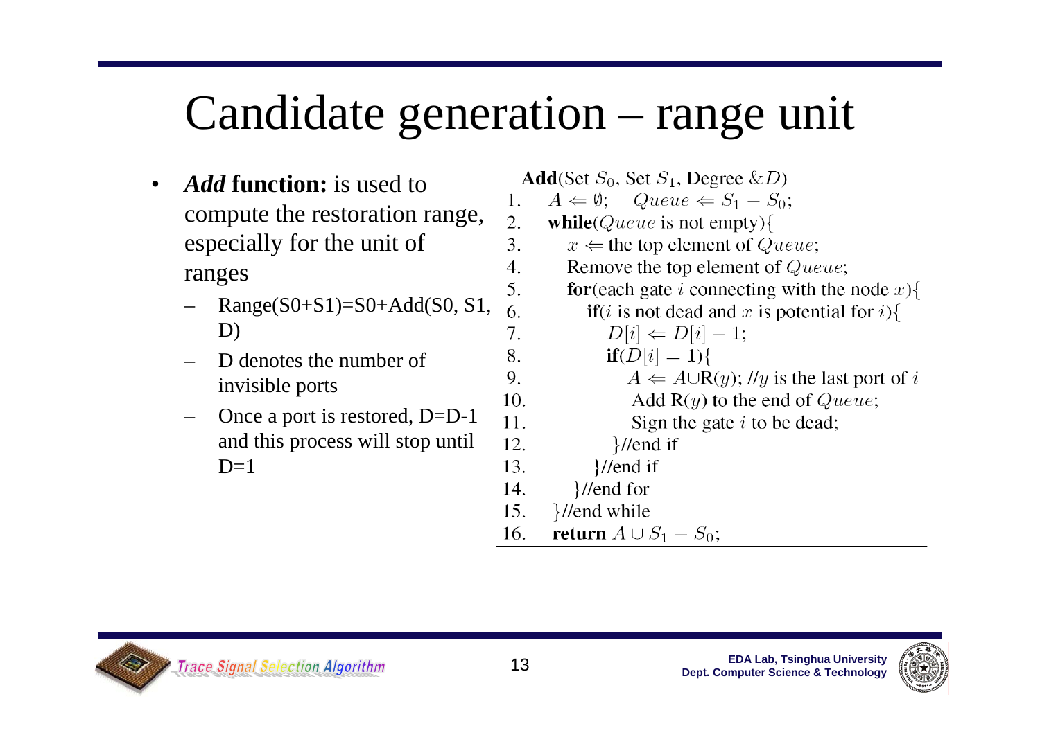# Candidate generation – range unit

- ***Add* function:** is used to compute the restoration range, especially for the unit of ranges
  - Range(S0+S1)=S0+Add(S0, S1, D)
  - D denotes the number of invisible ports
  - Once a port is restored, D=D-1 and this process will stop until D=1

```
Add(Set S_0, Set S_1, Degree &D)
1.   A ⇐ ∅;   Queue ⇐ S_1 − S_0;
2.   while(Queue is not empty){
3.     x ⇐ the top element of Queue;
4.     Remove the top element of Queue;
5.     for(each gate i connecting with the node x){
6.       if(i is not dead and x is potential for i){
7.         D[i] ⇐ D[i] − 1;
8.         if(D[i] = 1){
9.           A ⇐ A∪R(y); //y is the last port of i
10.          Add R(y) to the end of Queue;
11.          Sign the gate i to be dead;
12.        }//end if
13.      }//end if
14.    }//end for
15.  }//end while
16.  return A ∪ S_1 − S_0;
```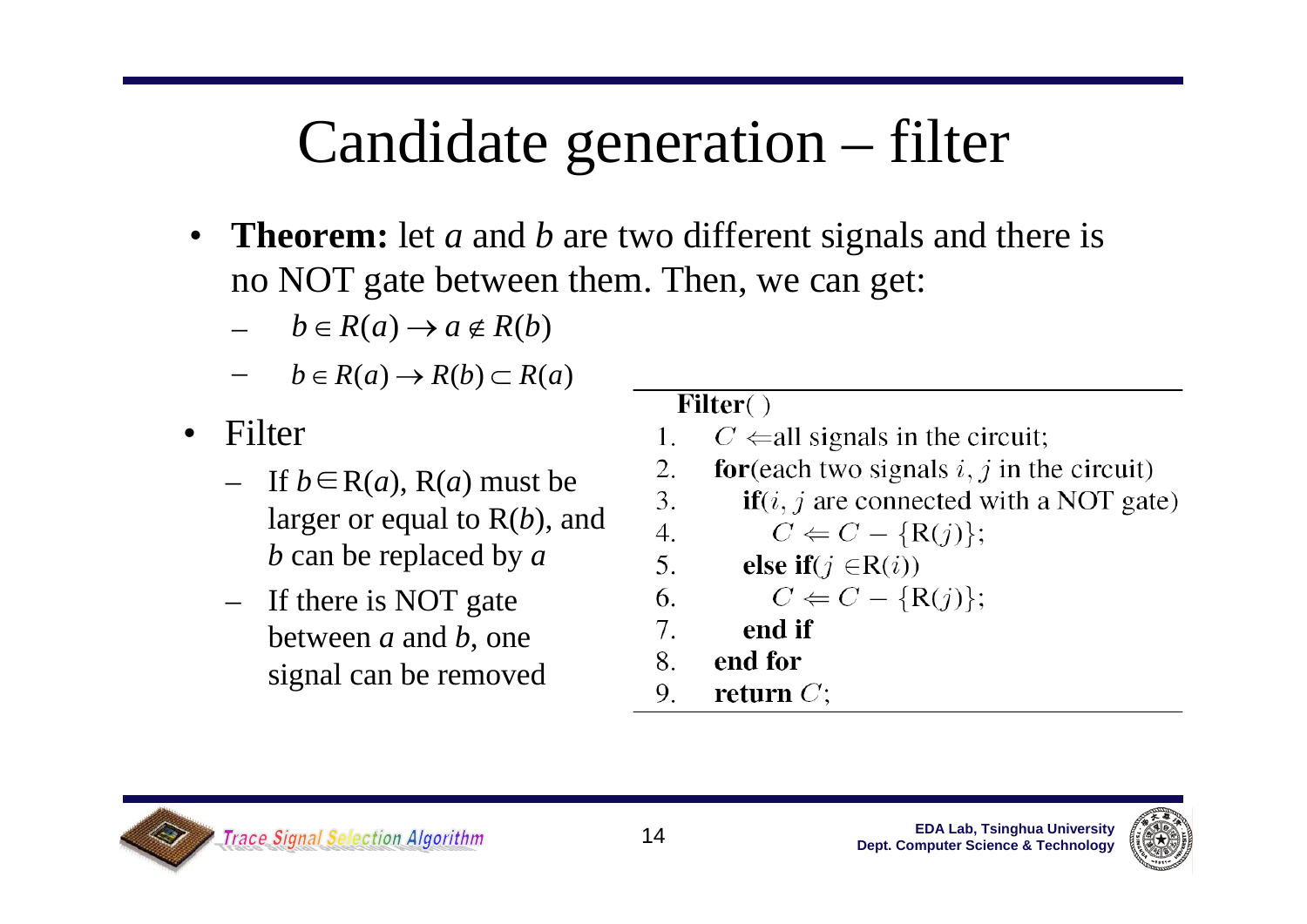# Candidate generation – filter

- **Theorem:** let *a* and *b* are two different signals and there is no NOT gate between them. Then, we can get:
  - $b \in R(a) \rightarrow a \notin R(b)$
  - $b \in R(a) \rightarrow R(b) \subset R(a)$
- Filter
  - If $b \in R(a)$, $R(a)$ must be larger or equal to $R(b)$, and *b* can be replaced by *a*
  - If there is NOT gate between *a* and *b*, one signal can be removed

```
Filter()
1.  C ⇐ all signals in the circuit;
2.  for(each two signals i, j in the circuit)
3.     if(i, j are connected with a NOT gate)
4.        C ⇐ C − {R(j)};
5.     else if(j ∈ R(i))
6.        C ⇐ C − {R(j)};
7.     end if
8.  end for
9.  return C;
```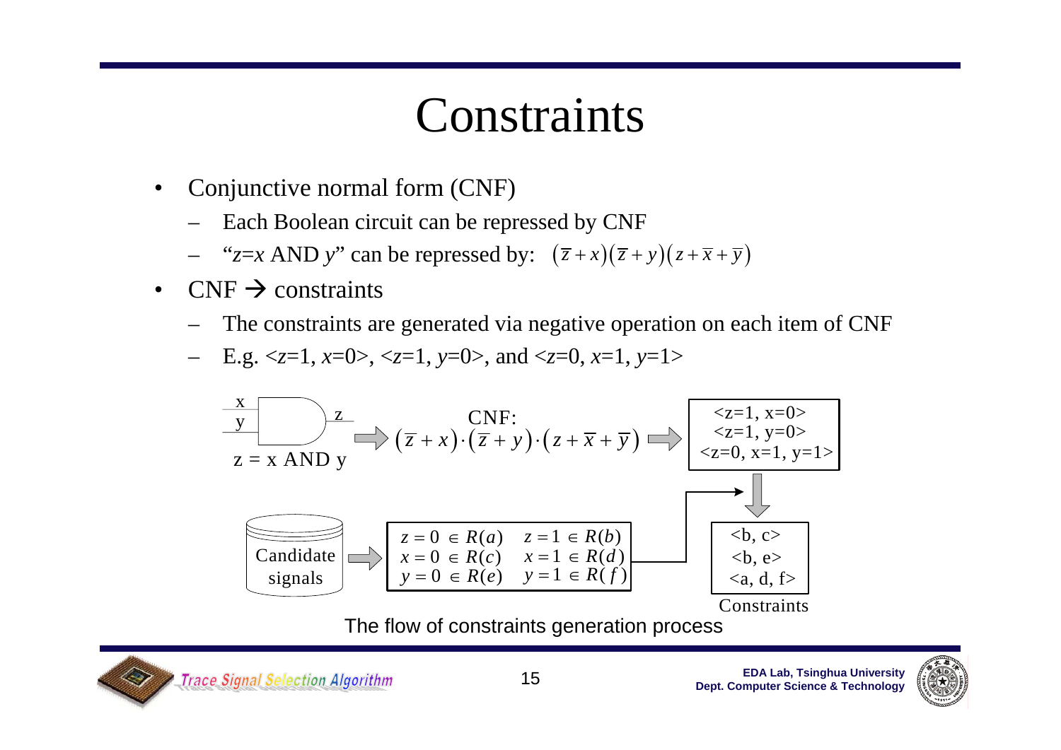# Constraints

- Conjunctive normal form (CNF)
  - Each Boolean circuit can be repressed by CNF
  - "$z$=$x$ AND $y$" can be repressed by: $(\overline{z}+x)(\overline{z}+y)(z+\overline{x}+\overline{y})$
- CNF → constraints
  - The constraints are generated via negative operation on each item of CNF
  - E.g. <$z$=1, $x$=0>, <$z$=1, $y$=0>, and <$z$=0, $x$=1, $y$=1>

z = x AND y ⇒ CNF: $(\overline{z}+x)\cdot(\overline{z}+y)\cdot(z+\overline{x}+\overline{y})$ ⇒ <z=1, x=0> <z=1, y=0> <z=0, x=1, y=1>

Candidate signals ⇒

$$z=0 \in R(a) \quad z=1 \in R(b)$$
$$x=0 \in R(c) \quad x=1 \in R(d)$$
$$y=0 \in R(e) \quad y=1 \in R(f)$$

Constraints: <b, c> <b, e> <a, d, f>

The flow of constraints generation process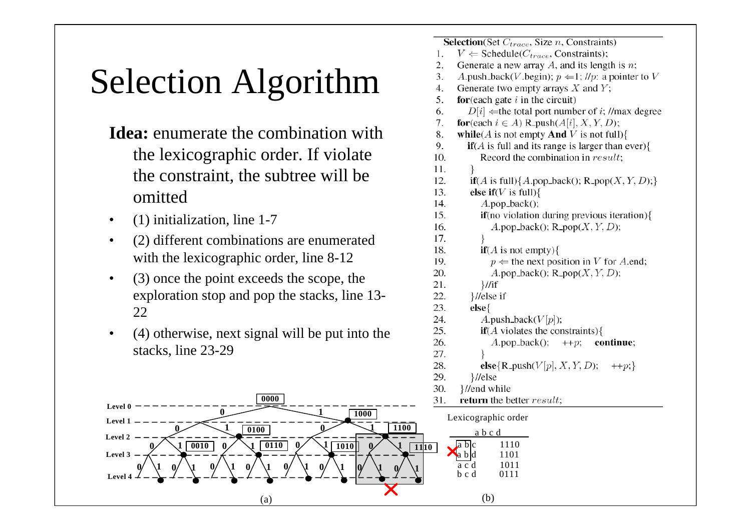# Selection Algorithm

**Idea:** enumerate the combination with the lexicographic order. If violate the constraint, the subtree will be omitted

- (1) initialization, line 1-7
- (2) different combinations are enumerated with the lexicographic order, line 8-12
- (3) once the point exceeds the scope, the exploration stop and pop the stacks, line 13-22
- (4) otherwise, next signal will be put into the stacks, line 23-29

```
Selection(Set C_trace, Size n, Constraints)
1.   V ⇐ Schedule(C_trace, Constraints);
2.   Generate a new array A, and its length is n;
3.   A.push_back(V.begin); p ⇐1; //p: a pointer to V
4.   Generate two empty arrays X and Y;
5.   for(each gate i in the circuit)
6.     D[i] ⇐the total port number of i; //max degree
7.   for(each i ∈ A) R_push(A[i], X, Y, D);
8.   while(A is not empty And V is not full){
9.     if(A is full and its range is larger than ever){
10.      Record the combination in result;
11.    }
12.    if(A is full){A.pop_back(); R_pop(X, Y, D);}
13.    else if(V is full){
14.      A.pop_back();
15.      if(no violation during previous iteration){
16.        A.pop_back(); R_pop(X, Y, D);
17.      }
18.      if(A is not empty){
19.        p ⇐ the next position in V for A.end;
20.        A.pop_back(); R_pop(X, Y, D);
21.      }//if
22.    }//else if
23.    else{
24.      A.push_back(V[p]);
25.      if(A violates the constraints){
26.        A.pop_back();   ++p;   continue;
27.      }
28.      else{R_push(V[p], X, Y, D);   ++p;}
29.    }//else
30.  }//end while
31.  return the better result;
```

Lexicographic order

| a b c d | |
|---|---|
| a b c | 1110 |
| a b d | 1101 |
| a c d | 1011 |
| b c d | 0111 |

(a) (b)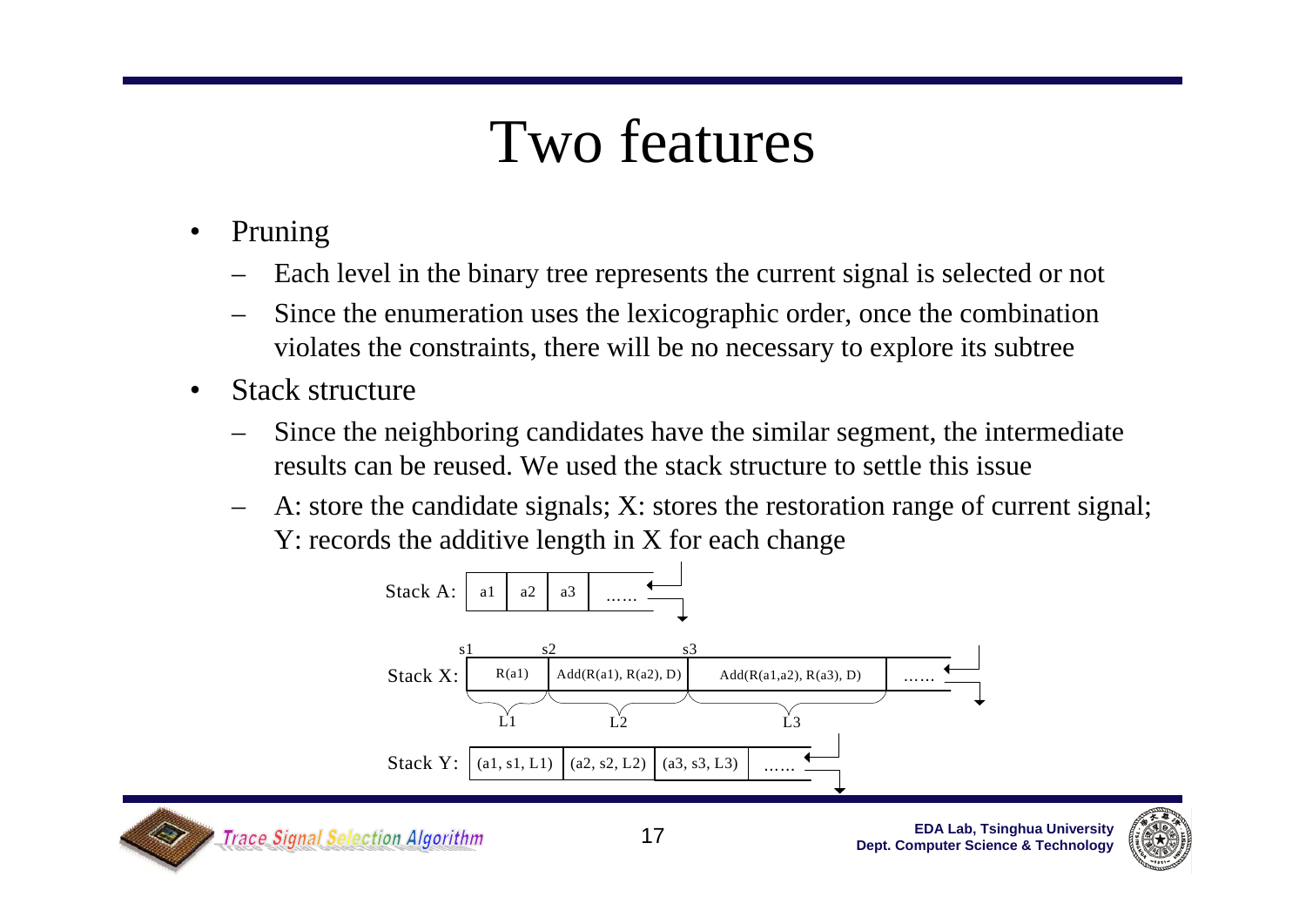# Two features

- Pruning
  - Each level in the binary tree represents the current signal is selected or not
  - Since the enumeration uses the lexicographic order, once the combination violates the constraints, there will be no necessary to explore its subtree
- Stack structure
  - Since the neighboring candidates have the similar segment, the intermediate results can be reused. We used the stack structure to settle this issue
  - A: store the candidate signals; X: stores the restoration range of current signal; Y: records the additive length in X for each change

Stack A:

| a1 | a2 | a3 | …… |
|---|---|---|---|

Stack X:

| s1 | s2 | s3 | |
|---|---|---|---|
| R(a1) | Add(R(a1), R(a2), D) | Add(R(a1,a2), R(a3), D) | …… |
| L1 | L2 | L3 | |

Stack Y:

| (a1, s1, L1) | (a2, s2, L2) | (a3, s3, L3) | …… |
|---|---|---|---|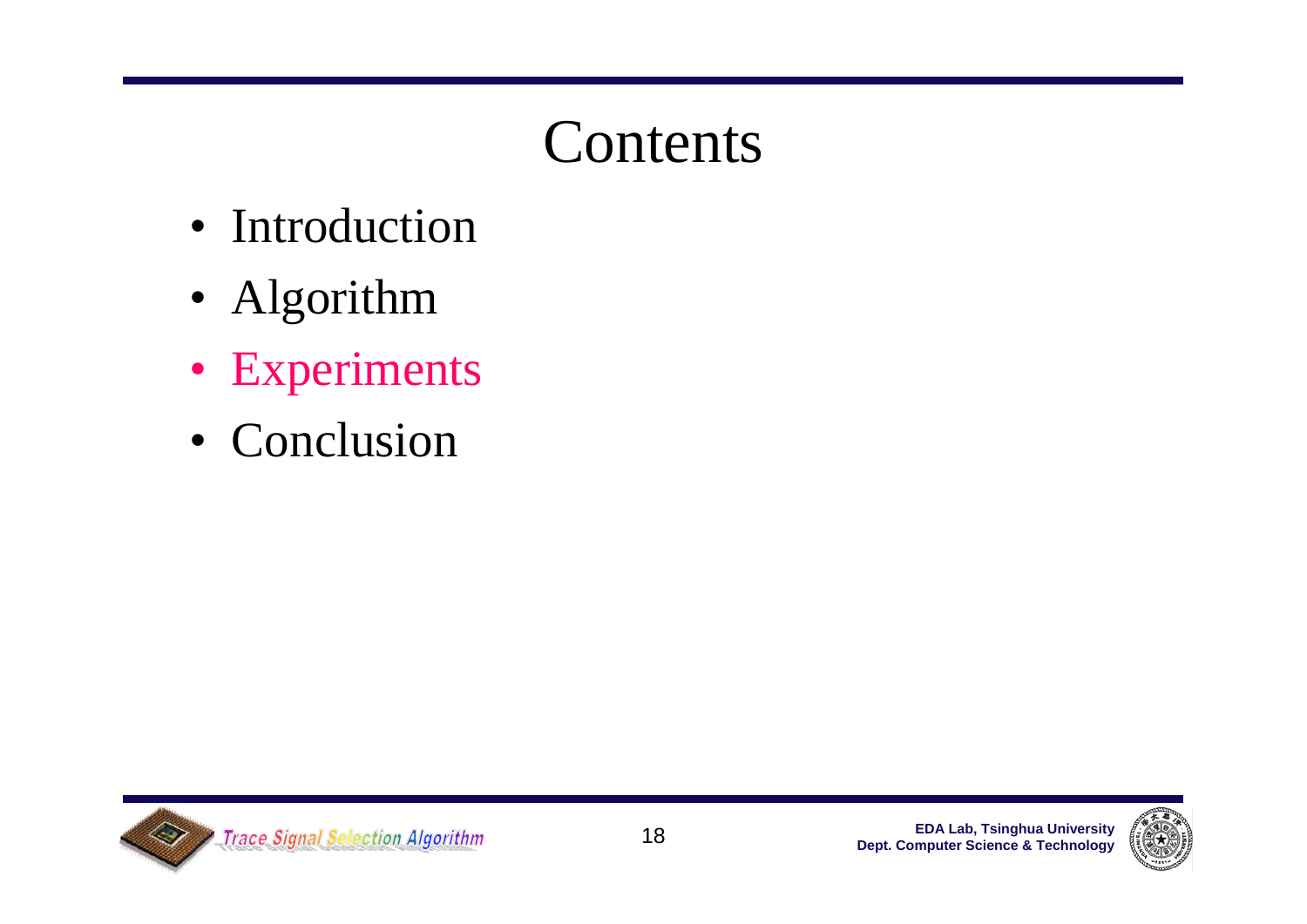# Contents

- Introduction
- Algorithm
- Experiments
- Conclusion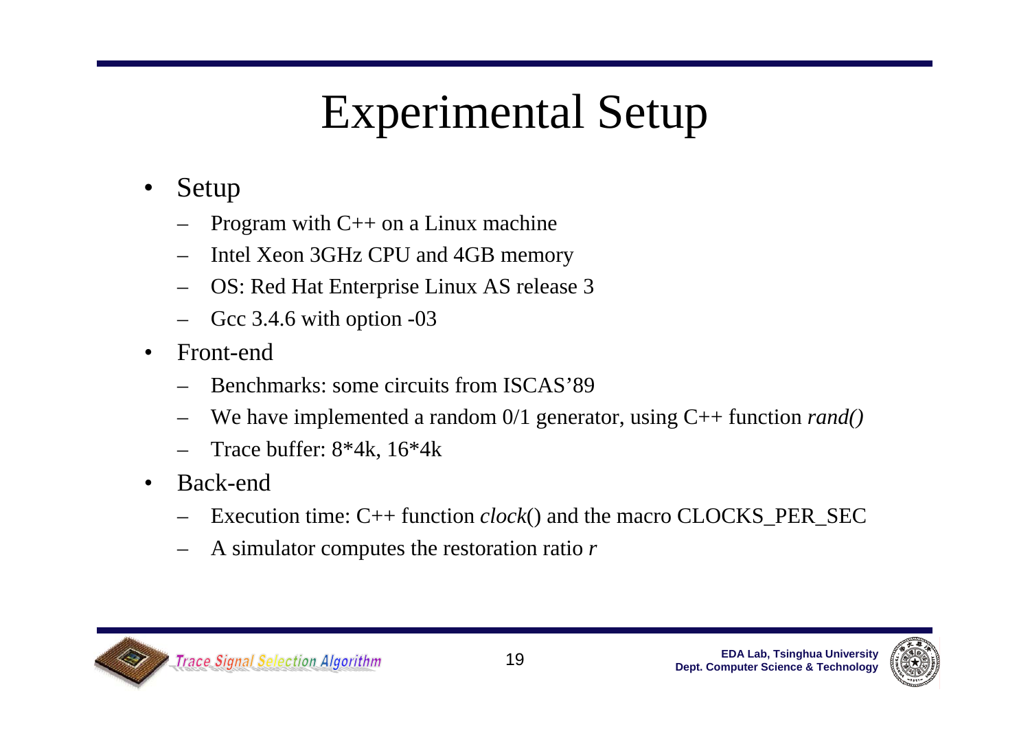# Experimental Setup

- Setup
  - Program with C++ on a Linux machine
  - Intel Xeon 3GHz CPU and 4GB memory
  - OS: Red Hat Enterprise Linux AS release 3
  - Gcc 3.4.6 with option -03
- Front-end
  - Benchmarks: some circuits from ISCAS'89
  - We have implemented a random 0/1 generator, using C++ function *rand()*
  - Trace buffer: 8*4k, 16*4k
- Back-end
  - Execution time: C++ function *clock*() and the macro CLOCKS_PER_SEC
  - A simulator computes the restoration ratio *r*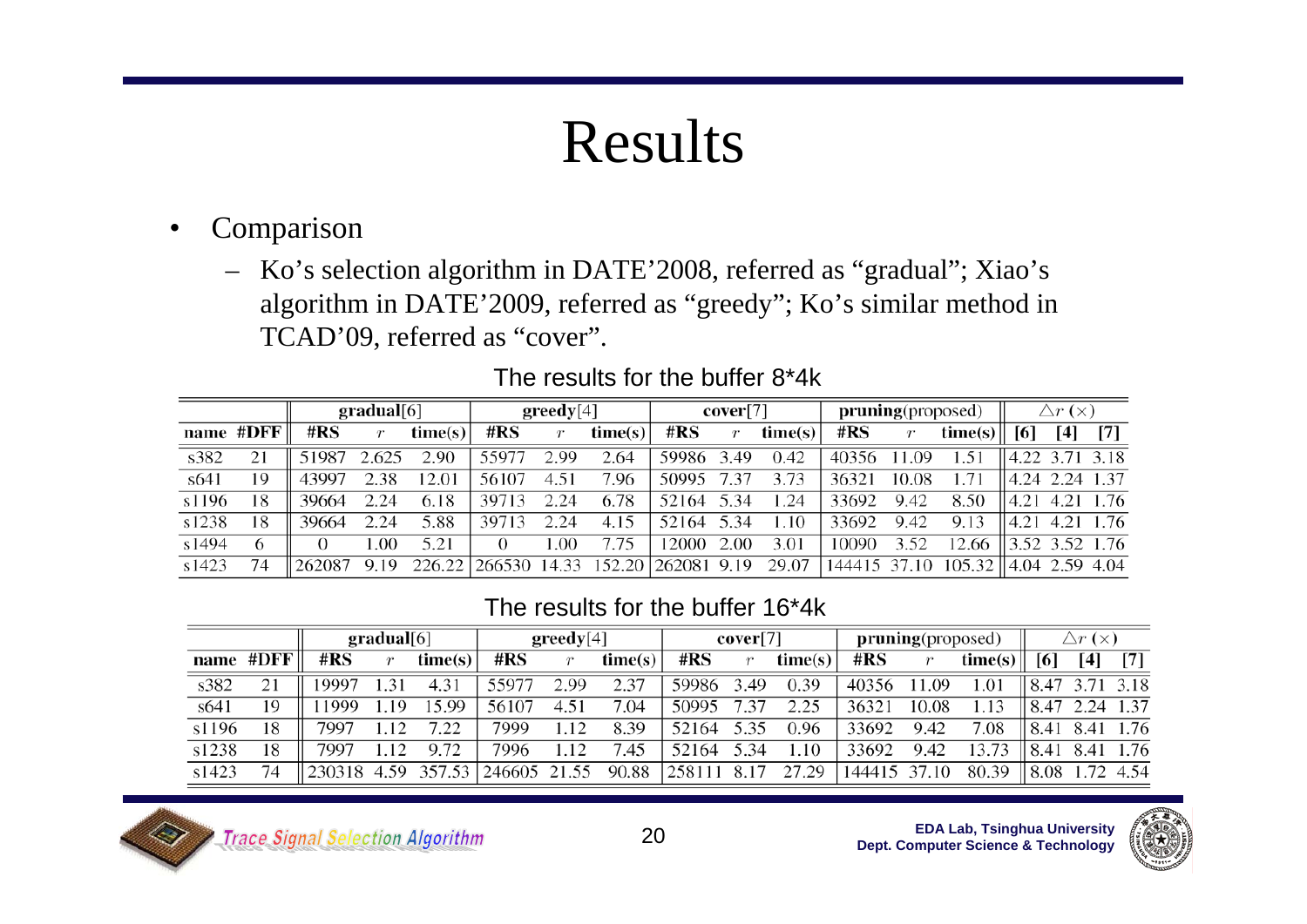# Results

- Comparison
  - Ko's selection algorithm in DATE'2008, referred as "gradual"; Xiao's algorithm in DATE'2009, referred as "greedy"; Ko's similar method in TCAD'09, referred as "cover".

The results for the buffer 8*4k

| | | **gradual**[6] | | | **greedy**[4] | | | **cover**[7] | | | **pruning**(proposed) | | | $\triangle r$ $(\times)$ | | |
|---|---|---|---|---|---|---|---|---|---|---|---|---|---|---|---|---|
| **name** | **#DFF** | **#RS** | $r$ | **time(s)** | **#RS** | $r$ | **time(s)** | **#RS** | $r$ | **time(s)** | **#RS** | $r$ | **time(s)** | **[6]** | **[4]** | **[7]** |
| s382 | 21 | 51987 | 2.625 | 2.90 | 55977 | 2.99 | 2.64 | 59986 | 3.49 | 0.42 | 40356 | 11.09 | 1.51 | 4.22 | 3.71 | 3.18 |
| s641 | 19 | 43997 | 2.38 | 12.01 | 56107 | 4.51 | 7.96 | 50995 | 7.37 | 3.73 | 36321 | 10.08 | 1.71 | 4.24 | 2.24 | 1.37 |
| s1196 | 18 | 39664 | 2.24 | 6.18 | 39713 | 2.24 | 6.78 | 52164 | 5.34 | 1.24 | 33692 | 9.42 | 8.50 | 4.21 | 4.21 | 1.76 |
| s1238 | 18 | 39664 | 2.24 | 5.88 | 39713 | 2.24 | 4.15 | 52164 | 5.34 | 1.10 | 33692 | 9.42 | 9.13 | 4.21 | 4.21 | 1.76 |
| s1494 | 6 | 0 | 1.00 | 5.21 | 0 | 1.00 | 7.75 | 12000 | 2.00 | 3.01 | 10090 | 3.52 | 12.66 | 3.52 | 3.52 | 1.76 |
| s1423 | 74 | 262087 | 9.19 | 226.22 | 266530 | 14.33 | 152.20 | 262081 | 9.19 | 29.07 | 144415 | 37.10 | 105.32 | 4.04 | 2.59 | 4.04 |

The results for the buffer 16*4k

| | | **gradual**[6] | | | **greedy**[4] | | | **cover**[7] | | | **pruning**(proposed) | | | $\triangle r$ $(\times)$ | | |
|---|---|---|---|---|---|---|---|---|---|---|---|---|---|---|---|---|
| **name** | **#DFF** | **#RS** | $r$ | **time(s)** | **#RS** | $r$ | **time(s)** | **#RS** | $r$ | **time(s)** | **#RS** | $r$ | **time(s)** | **[6]** | **[4]** | **[7]** |
| s382 | 21 | 19997 | 1.31 | 4.31 | 55977 | 2.99 | 2.37 | 59986 | 3.49 | 0.39 | 40356 | 11.09 | 1.01 | 8.47 | 3.71 | 3.18 |
| s641 | 19 | 11999 | 1.19 | 15.99 | 56107 | 4.51 | 7.04 | 50995 | 7.37 | 2.25 | 36321 | 10.08 | 1.13 | 8.47 | 2.24 | 1.37 |
| s1196 | 18 | 7997 | 1.12 | 7.22 | 7999 | 1.12 | 8.39 | 52164 | 5.35 | 0.96 | 33692 | 9.42 | 7.08 | 8.41 | 8.41 | 1.76 |
| s1238 | 18 | 7997 | 1.12 | 9.72 | 7996 | 1.12 | 7.45 | 52164 | 5.34 | 1.10 | 33692 | 9.42 | 13.73 | 8.41 | 8.41 | 1.76 |
| s1423 | 74 | 230318 | 4.59 | 357.53 | 246605 | 21.55 | 90.88 | 258111 | 8.17 | 27.29 | 144415 | 37.10 | 80.39 | 8.08 | 1.72 | 4.54 |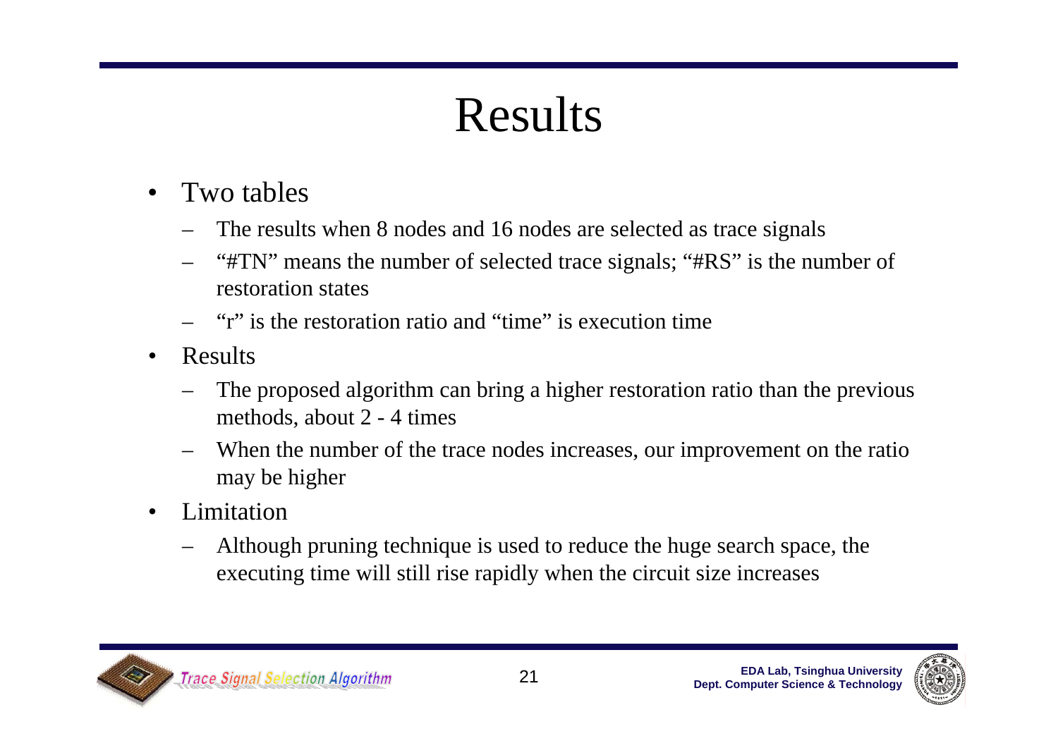# Results

- Two tables
  - The results when 8 nodes and 16 nodes are selected as trace signals
  - "#TN" means the number of selected trace signals; "#RS" is the number of restoration states
  - "r" is the restoration ratio and "time" is execution time
- Results
  - The proposed algorithm can bring a higher restoration ratio than the previous methods, about 2 - 4 times
  - When the number of the trace nodes increases, our improvement on the ratio may be higher
- Limitation
  - Although pruning technique is used to reduce the huge search space, the executing time will still rise rapidly when the circuit size increases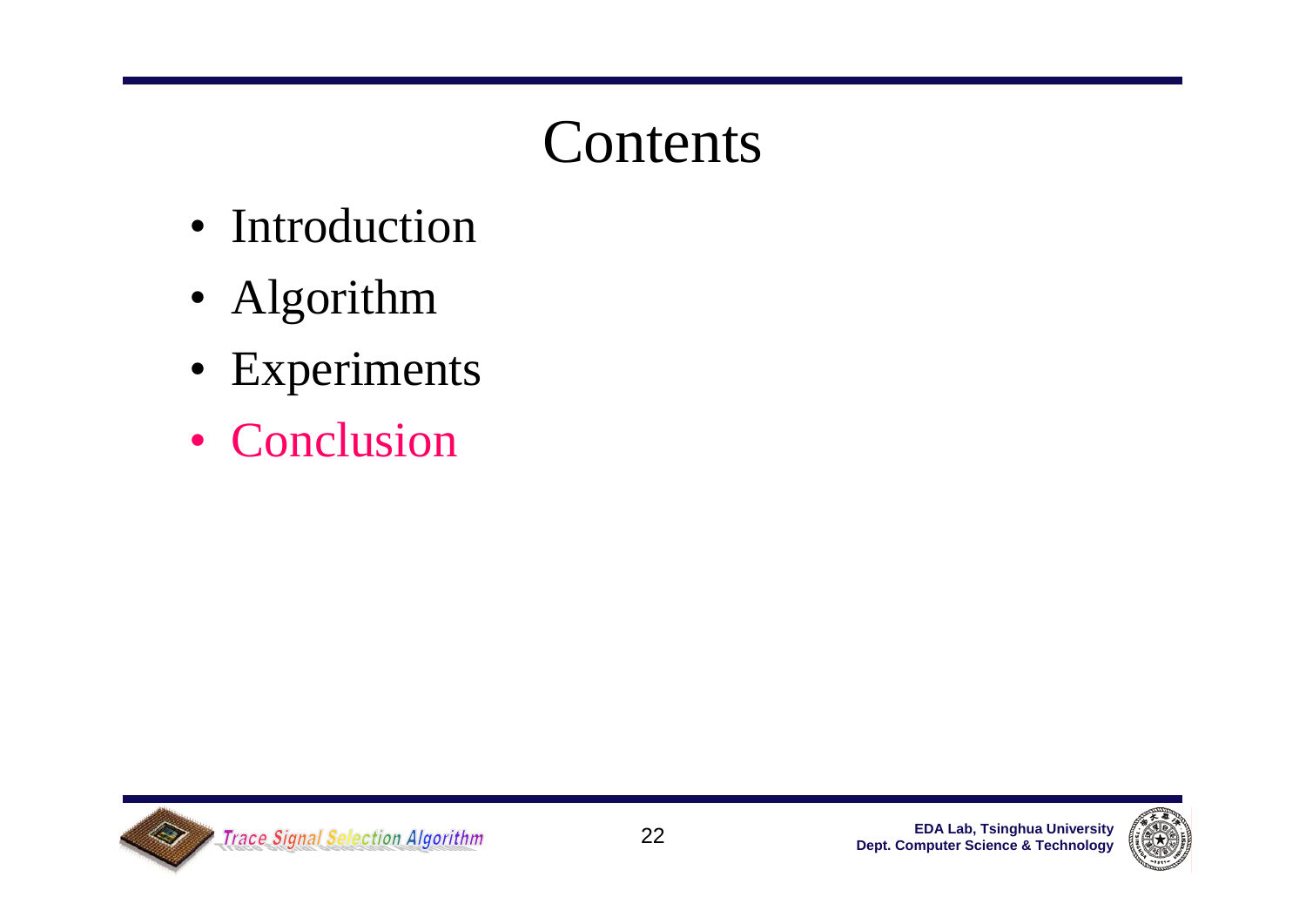# Contents

- Introduction
- Algorithm
- Experiments
- Conclusion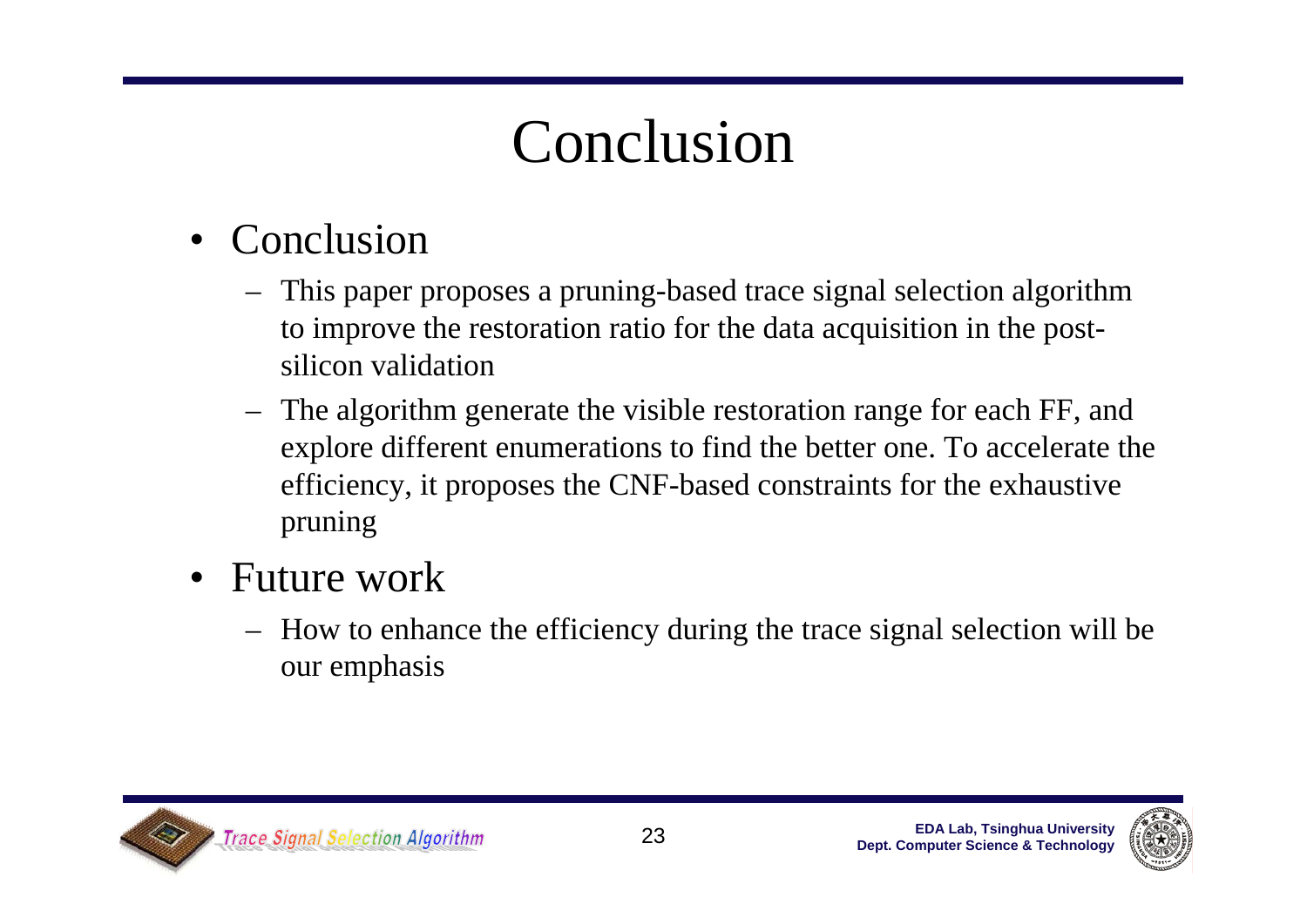# Conclusion

- Conclusion
  - This paper proposes a pruning-based trace signal selection algorithm to improve the restoration ratio for the data acquisition in the post-silicon validation
  - The algorithm generate the visible restoration range for each FF, and explore different enumerations to find the better one. To accelerate the efficiency, it proposes the CNF-based constraints for the exhaustive pruning
- Future work
  - How to enhance the efficiency during the trace signal selection will be our emphasis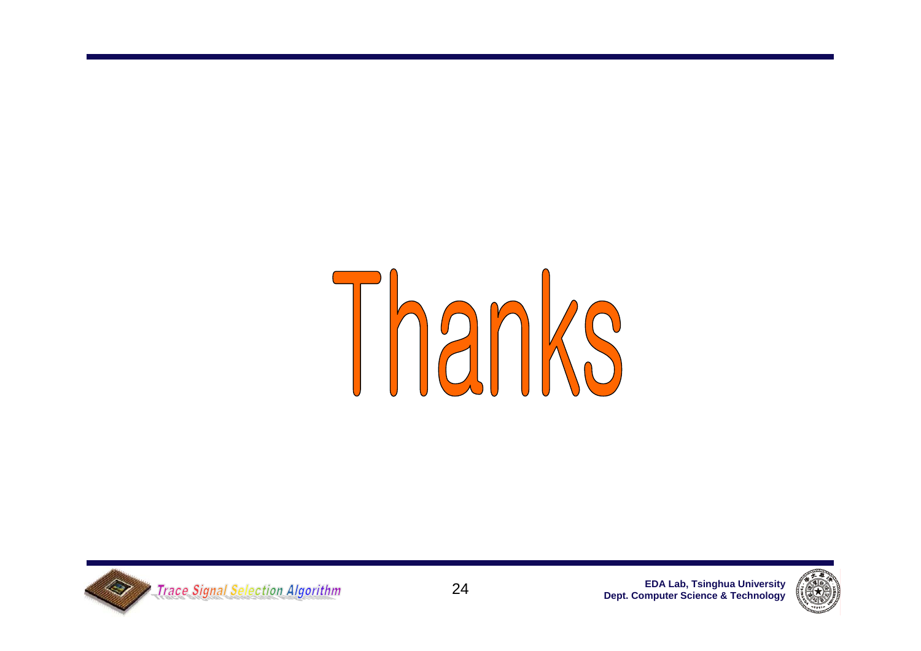# Thanks